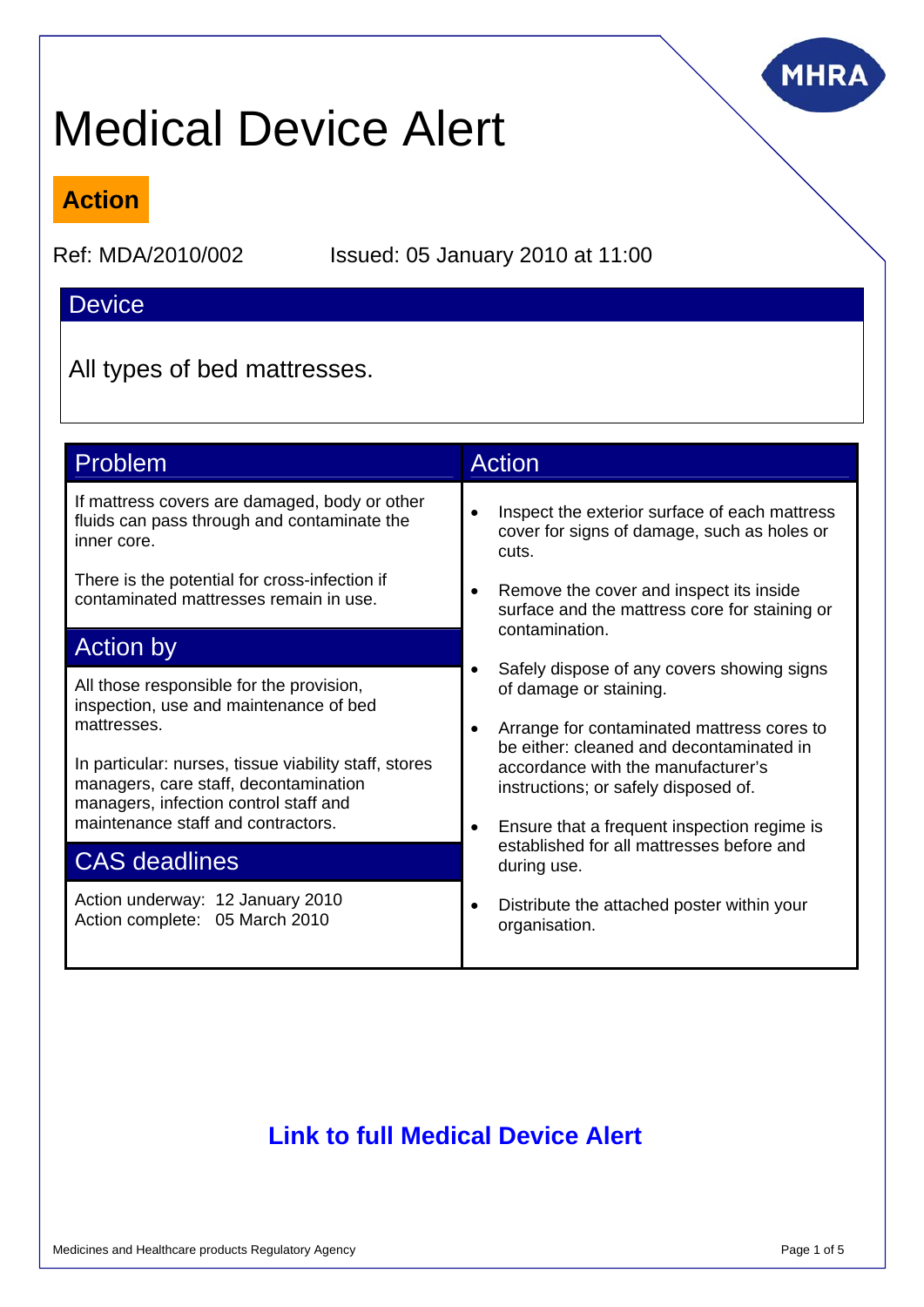# Medical Device Alert

**Action**

Ref: MDA/2010/002 Issued: 05 January 2010 at 11:00

## Device

All types of bed mattresses.

## Problem

If mattress covers are damaged, body or other fluids can pass through and contaminate the inner core.

There is the potential for cross-infection if contaminated mattresses remain in use.

## Action by

All those responsible for the provision, inspection, use and maintenance of bed mattresses.

In particular: nurses, tissue viability staff, stores managers, care staff, decontamination managers, infection control staff and maintenance staff and contractors.

## CAS deadlines

Action underway: 12 January 2010
Action complete: 05 March 2010

## Action

- Inspect the exterior surface of each mattress cover for signs of damage, such as holes or cuts.
- Remove the cover and inspect its inside surface and the mattress core for staining or contamination.
- Safely dispose of any covers showing signs of damage or staining.
- Arrange for contaminated mattress cores to be either: cleaned and decontaminated in accordance with the manufacturer's instructions; or safely disposed of.
- Ensure that a frequent inspection regime is established for all mattresses before and during use.
- Distribute the attached poster within your organisation.

**Link to full Medical Device Alert**

Medicines and Healthcare products Regulatory Agency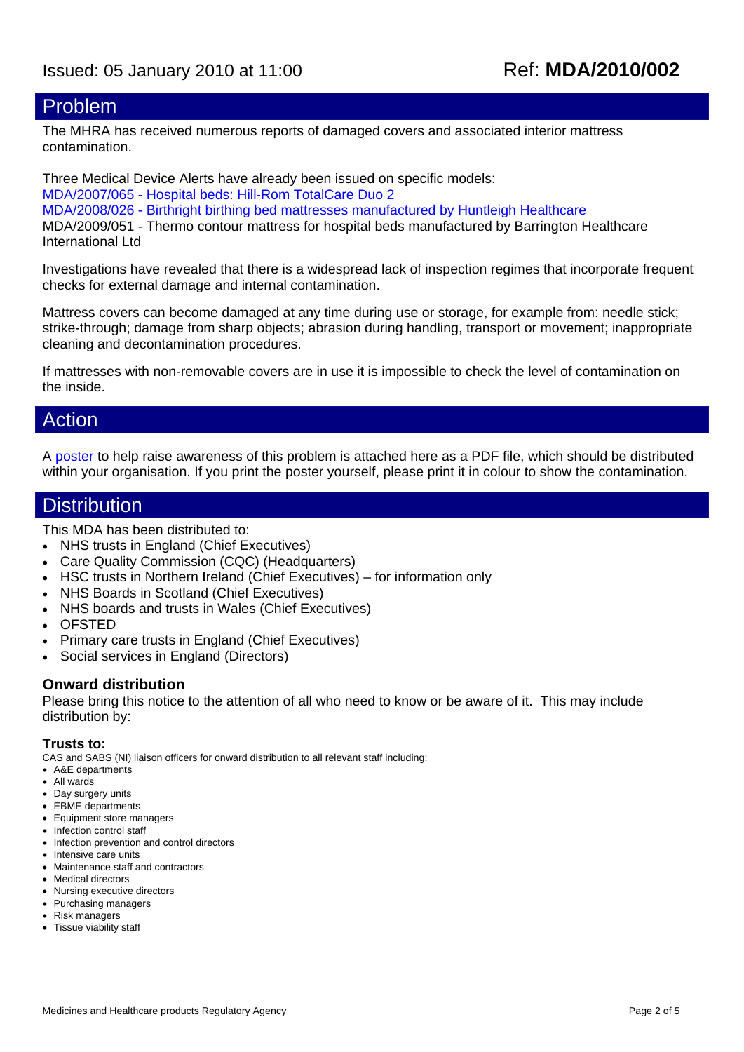Issued: 05 January 2010 at 11:00 Ref: **MDA/2010/002**

## Problem

The MHRA has received numerous reports of damaged covers and associated interior mattress contamination.

Three Medical Device Alerts have already been issued on specific models:
MDA/2007/065 - Hospital beds: Hill-Rom TotalCare Duo 2
MDA/2008/026 - Birthright birthing bed mattresses manufactured by Huntleigh Healthcare
MDA/2009/051 - Thermo contour mattress for hospital beds manufactured by Barrington Healthcare International Ltd

Investigations have revealed that there is a widespread lack of inspection regimes that incorporate frequent checks for external damage and internal contamination.

Mattress covers can become damaged at any time during use or storage, for example from: needle stick; strike-through; damage from sharp objects; abrasion during handling, transport or movement; inappropriate cleaning and decontamination procedures.

If mattresses with non-removable covers are in use it is impossible to check the level of contamination on the inside.

## Action

A poster to help raise awareness of this problem is attached here as a PDF file, which should be distributed within your organisation. If you print the poster yourself, please print it in colour to show the contamination.

## Distribution

This MDA has been distributed to:

- NHS trusts in England (Chief Executives)
- Care Quality Commission (CQC) (Headquarters)
- HSC trusts in Northern Ireland (Chief Executives) – for information only
- NHS Boards in Scotland (Chief Executives)
- NHS boards and trusts in Wales (Chief Executives)
- OFSTED
- Primary care trusts in England (Chief Executives)
- Social services in England (Directors)

### Onward distribution

Please bring this notice to the attention of all who need to know or be aware of it. This may include distribution by:

#### Trusts to:

CAS and SABS (NI) liaison officers for onward distribution to all relevant staff including:

- A&E departments
- All wards
- Day surgery units
- EBME departments
- Equipment store managers
- Infection control staff
- Infection prevention and control directors
- Intensive care units
- Maintenance staff and contractors
- Medical directors
- Nursing executive directors
- Purchasing managers
- Risk managers
- Tissue viability staff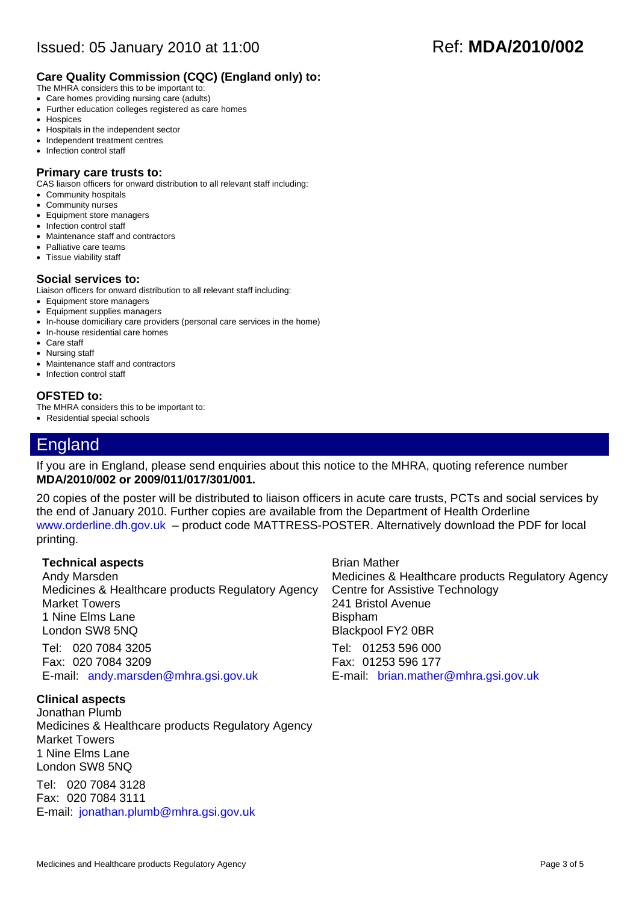### Care Quality Commission (CQC) (England only) to:

The MHRA considers this to be important to:

- Care homes providing nursing care (adults)
- Further education colleges registered as care homes
- Hospices
- Hospitals in the independent sector
- Independent treatment centres
- Infection control staff

### Primary care trusts to:

CAS liaison officers for onward distribution to all relevant staff including:

- Community hospitals
- Community nurses
- Equipment store managers
- Infection control staff
- Maintenance staff and contractors
- Palliative care teams
- Tissue viability staff

### Social services to:

Liaison officers for onward distribution to all relevant staff including:

- Equipment store managers
- Equipment supplies managers
- In-house domiciliary care providers (personal care services in the home)
- In-house residential care homes
- Care staff
- Nursing staff
- Maintenance staff and contractors
- Infection control staff

### OFSTED to:

The MHRA considers this to be important to:

- Residential special schools

## England

If you are in England, please send enquiries about this notice to the MHRA, quoting reference number **MDA/2010/002 or 2009/011/017/301/001.**

20 copies of the poster will be distributed to liaison officers in acute care trusts, PCTs and social services by the end of January 2010. Further copies are available from the Department of Health Orderline www.orderline.dh.gov.uk – product code MATTRESS-POSTER. Alternatively download the PDF for local printing.

**Technical aspects**

Andy Marsden
Medicines & Healthcare products Regulatory Agency
Market Towers
1 Nine Elms Lane
London SW8 5NQ

Tel: 020 7084 3205
Fax: 020 7084 3209
E-mail: andy.marsden@mhra.gsi.gov.uk

Brian Mather
Medicines & Healthcare products Regulatory Agency
Centre for Assistive Technology
241 Bristol Avenue
Bispham
Blackpool FY2 0BR

Tel: 01253 596 000
Fax: 01253 596 177
E-mail: brian.mather@mhra.gsi.gov.uk

**Clinical aspects**

Jonathan Plumb
Medicines & Healthcare products Regulatory Agency
Market Towers
1 Nine Elms Lane
London SW8 5NQ

Tel: 020 7084 3128
Fax: 020 7084 3111
E-mail: jonathan.plumb@mhra.gsi.gov.uk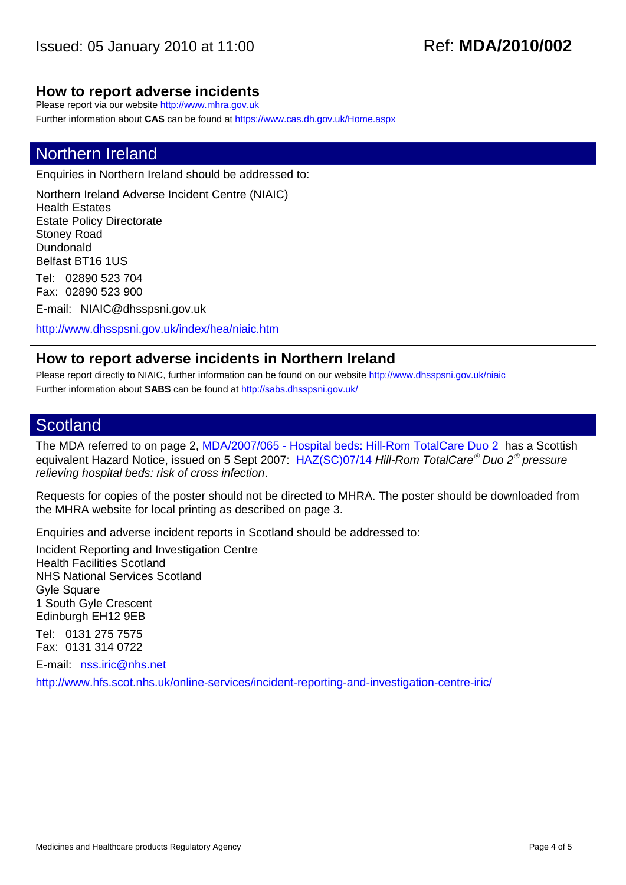## How to report adverse incidents

Please report via our website http://www.mhra.gov.uk

Further information about **CAS** can be found at https://www.cas.dh.gov.uk/Home.aspx

## Northern Ireland

Enquiries in Northern Ireland should be addressed to:

Northern Ireland Adverse Incident Centre (NIAIC)
Health Estates
Estate Policy Directorate
Stoney Road
Dundonald
Belfast BT16 1US

Tel: 02890 523 704
Fax: 02890 523 900

E-mail: NIAIC@dhsspsni.gov.uk

http://www.dhsspsni.gov.uk/index/hea/niaic.htm

## How to report adverse incidents in Northern Ireland

Please report directly to NIAIC, further information can be found on our website http://www.dhsspsni.gov.uk/niaic

Further information about **SABS** can be found at http://sabs.dhsspsni.gov.uk/

## Scotland

The MDA referred to on page 2, MDA/2007/065 - Hospital beds: Hill-Rom TotalCare Duo 2 has a Scottish equivalent Hazard Notice, issued on 5 Sept 2007: HAZ(SC)07/14 *Hill-Rom TotalCare® Duo 2® pressure relieving hospital beds: risk of cross infection*.

Requests for copies of the poster should not be directed to MHRA. The poster should be downloaded from the MHRA website for local printing as described on page 3.

Enquiries and adverse incident reports in Scotland should be addressed to:

Incident Reporting and Investigation Centre
Health Facilities Scotland
NHS National Services Scotland
Gyle Square
1 South Gyle Crescent
Edinburgh EH12 9EB

Tel: 0131 275 7575
Fax: 0131 314 0722

E-mail: nss.iric@nhs.net

http://www.hfs.scot.nhs.uk/online-services/incident-reporting-and-investigation-centre-iric/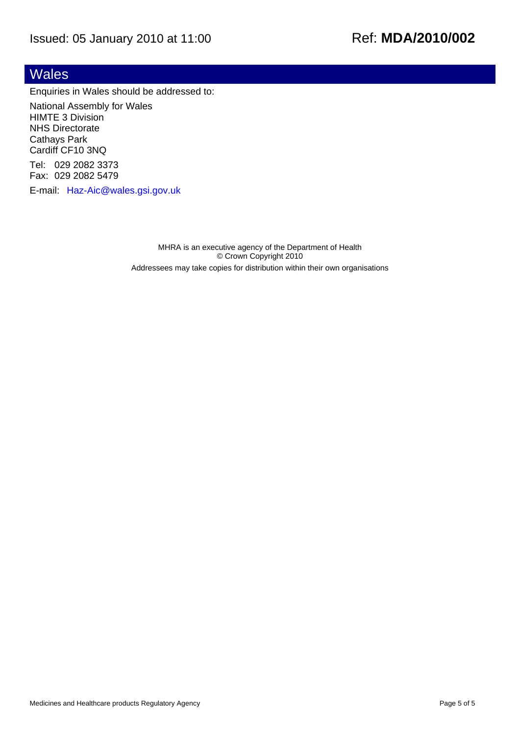## Wales

Enquiries in Wales should be addressed to:

National Assembly for Wales
HIMTE 3 Division
NHS Directorate
Cathays Park
Cardiff CF10 3NQ

Tel: 029 2082 3373
Fax: 029 2082 5479

E-mail: Haz-Aic@wales.gsi.gov.uk

MHRA is an executive agency of the Department of Health
© Crown Copyright 2010
Addressees may take copies for distribution within their own organisations